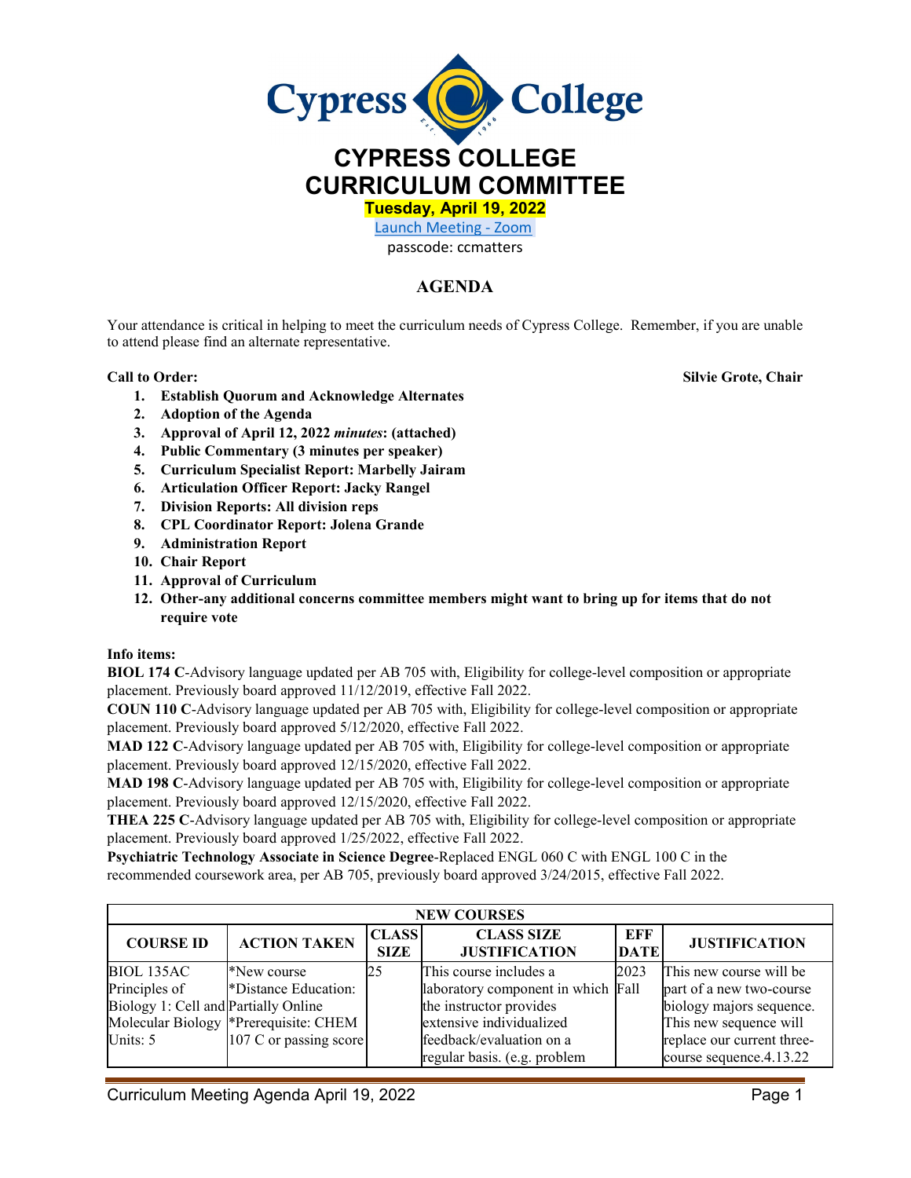# CYPRESS COLLEGE CURRICULUM COMMITTEE

**Tuesday, April 19, 2022**

Launch Meeting - Zoom

passcode: ccmatters

## AGENDA

Your attendance is critical in helping to meet the curriculum needs of Cypress College. Remember, if you are unable to attend please find an alternate representative.

**Call to Order:** **Silvie Grote, Chair**

1. **Establish Quorum and Acknowledge Alternates**
2. **Adoption of the Agenda**
3. **Approval of April 12, 2022 *minutes*: (attached)**
4. **Public Commentary (3 minutes per speaker)**
5. **Curriculum Specialist Report: Marbelly Jairam**
6. **Articulation Officer Report: Jacky Rangel**
7. **Division Reports: All division reps**
8. **CPL Coordinator Report: Jolena Grande**
9. **Administration Report**
10. **Chair Report**
11. **Approval of Curriculum**
12. **Other-any additional concerns committee members might want to bring up for items that do not require vote**

**Info items:**

**BIOL 174 C**-Advisory language updated per AB 705 with, Eligibility for college-level composition or appropriate placement. Previously board approved 11/12/2019, effective Fall 2022.

**COUN 110 C**-Advisory language updated per AB 705 with, Eligibility for college-level composition or appropriate placement. Previously board approved 5/12/2020, effective Fall 2022.

**MAD 122 C**-Advisory language updated per AB 705 with, Eligibility for college-level composition or appropriate placement. Previously board approved 12/15/2020, effective Fall 2022.

**MAD 198 C**-Advisory language updated per AB 705 with, Eligibility for college-level composition or appropriate placement. Previously board approved 12/15/2020, effective Fall 2022.

**THEA 225 C**-Advisory language updated per AB 705 with, Eligibility for college-level composition or appropriate placement. Previously board approved 1/25/2022, effective Fall 2022.

**Psychiatric Technology Associate in Science Degree**-Replaced ENGL 060 C with ENGL 100 C in the recommended coursework area, per AB 705, previously board approved 3/24/2015, effective Fall 2022.

| NEW COURSES | | | | | |
|---|---|---|---|---|---|
| **COURSE ID** | **ACTION TAKEN** | **CLASS SIZE** | **CLASS SIZE JUSTIFICATION** | **EFF DATE** | **JUSTIFICATION** |
| BIOL 135AC Principles of Biology 1: Cell and Molecular Biology Units: 5 | *New course *Distance Education: Partially Online *Prerequisite: CHEM 107 C or passing score | 25 | This course includes a laboratory component in which the instructor provides extensive individualized feedback/evaluation on a regular basis. (e.g. problem | 2023 Fall | This new course will be part of a new two-course biology majors sequence. This new sequence will replace our current three-course sequence.4.13.22 |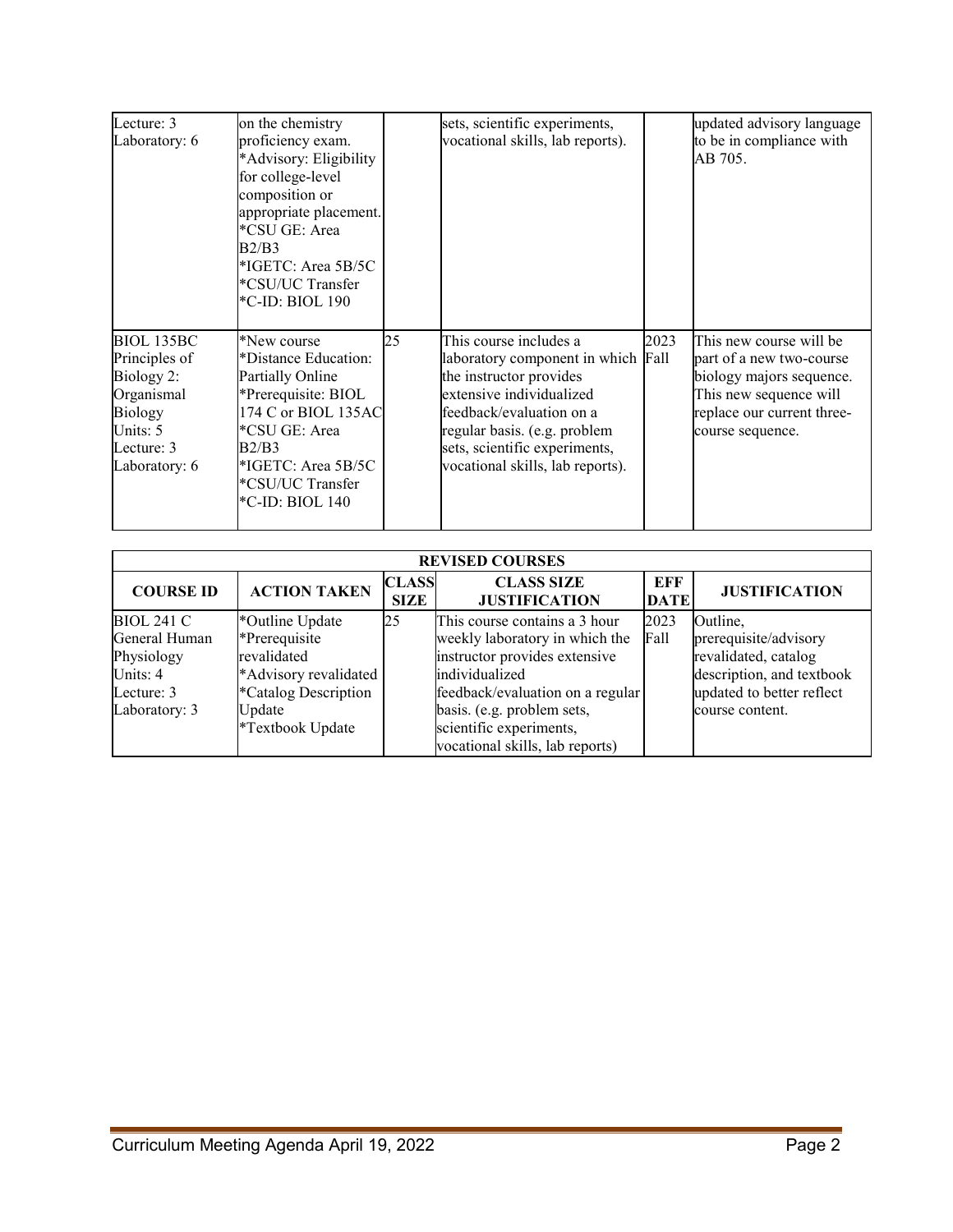| | | | | | |
|---|---|---|---|---|---|
| Lecture: 3<br>Laboratory: 6 | on the chemistry proficiency exam.<br>*Advisory: Eligibility for college-level composition or appropriate placement.<br>*CSU GE: Area B2/B3<br>*IGETC: Area 5B/5C<br>*CSU/UC Transfer<br>*C-ID: BIOL 190 | | sets, scientific experiments, vocational skills, lab reports). | | updated advisory language to be in compliance with AB 705. |
| BIOL 135BC<br>Principles of Biology 2: Organismal Biology<br>Units: 5<br>Lecture: 3<br>Laboratory: 6 | *New course<br>*Distance Education: Partially Online<br>*Prerequisite: BIOL 174 C or BIOL 135AC<br>*CSU GE: Area B2/B3<br>*IGETC: Area 5B/5C<br>*CSU/UC Transfer<br>*C-ID: BIOL 140 | 25 | This course includes a laboratory component in which the instructor provides extensive individualized feedback/evaluation on a regular basis. (e.g. problem sets, scientific experiments, vocational skills, lab reports). | 2023 Fall | This new course will be part of a new two-course biology majors sequence. This new sequence will replace our current three-course sequence. |

| REVISED COURSES | | | | | |
|---|---|---|---|---|---|
| **COURSE ID** | **ACTION TAKEN** | **CLASS SIZE** | **CLASS SIZE JUSTIFICATION** | **EFF DATE** | **JUSTIFICATION** |
| BIOL 241 C<br>General Human Physiology<br>Units: 4<br>Lecture: 3<br>Laboratory: 3 | *Outline Update<br>*Prerequisite revalidated<br>*Advisory revalidated<br>*Catalog Description Update<br>*Textbook Update | 25 | This course contains a 3 hour weekly laboratory in which the instructor provides extensive individualized feedback/evaluation on a regular basis. (e.g. problem sets, scientific experiments, vocational skills, lab reports) | 2023 Fall | Outline, prerequisite/advisory revalidated, catalog description, and textbook updated to better reflect course content. |